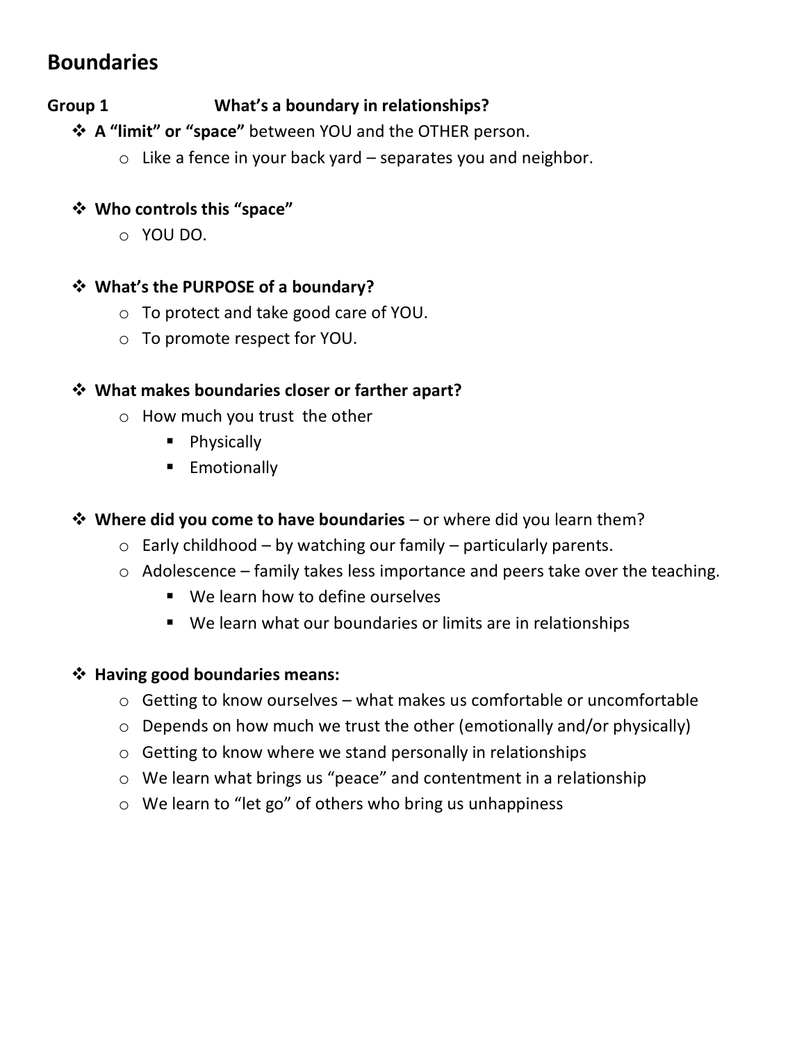# Boundaries

**Group 1** **What's a boundary in relationships?**

- **A "limit" or "space"** between YOU and the OTHER person.
  - Like a fence in your back yard – separates you and neighbor.

- **Who controls this "space"**
  - YOU DO.

- **What's the PURPOSE of a boundary?**
  - To protect and take good care of YOU.
  - To promote respect for YOU.

- **What makes boundaries closer or farther apart?**
  - How much you trust the other
    - Physically
    - Emotionally

- **Where did you come to have boundaries** – or where did you learn them?
  - Early childhood – by watching our family – particularly parents.
  - Adolescence – family takes less importance and peers take over the teaching.
    - We learn how to define ourselves
    - We learn what our boundaries or limits are in relationships

- **Having good boundaries means:**
  - Getting to know ourselves – what makes us comfortable or uncomfortable
  - Depends on how much we trust the other (emotionally and/or physically)
  - Getting to know where we stand personally in relationships
  - We learn what brings us "peace" and contentment in a relationship
  - We learn to "let go" of others who bring us unhappiness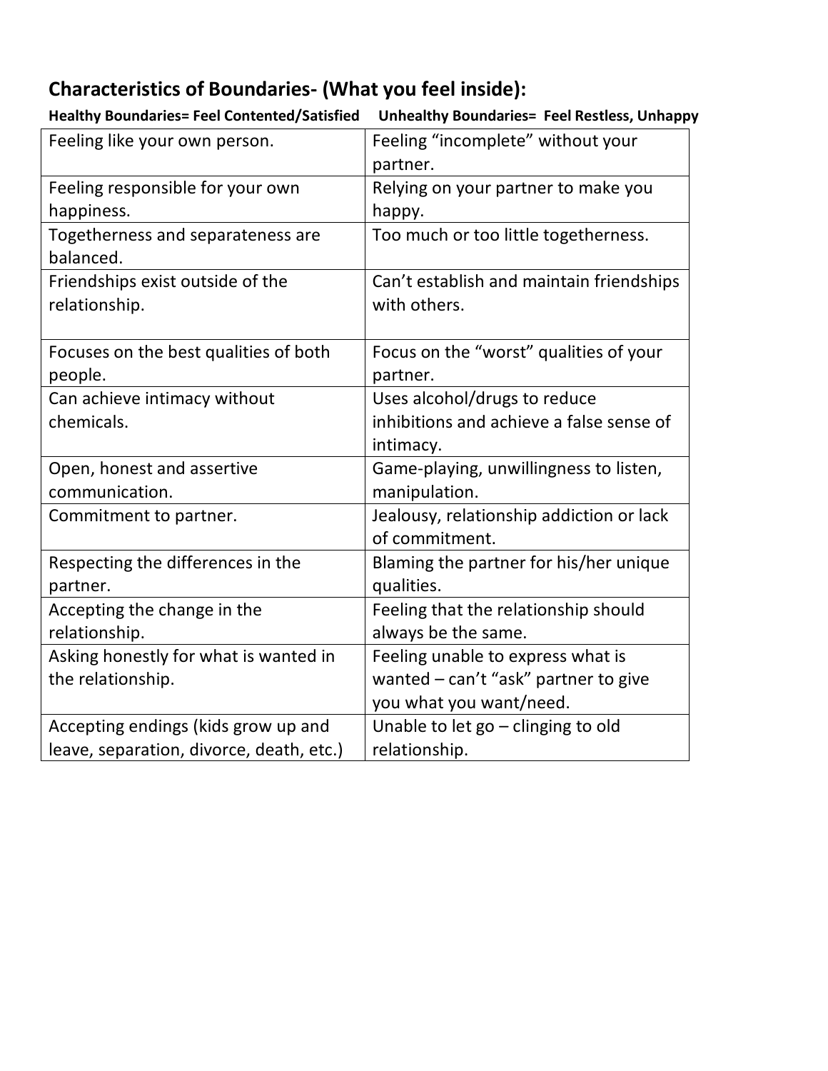## Characteristics of Boundaries- (What you feel inside):

| **Healthy Boundaries= Feel Contented/Satisfied** | **Unhealthy Boundaries= Feel Restless, Unhappy** |
|---|---|
| Feeling like your own person. | Feeling "incomplete" without your partner. |
| Feeling responsible for your own happiness. | Relying on your partner to make you happy. |
| Togetherness and separateness are balanced. | Too much or too little togetherness. |
| Friendships exist outside of the relationship. | Can't establish and maintain friendships with others. |
| Focuses on the best qualities of both people. | Focus on the "worst" qualities of your partner. |
| Can achieve intimacy without chemicals. | Uses alcohol/drugs to reduce inhibitions and achieve a false sense of intimacy. |
| Open, honest and assertive communication. | Game-playing, unwillingness to listen, manipulation. |
| Commitment to partner. | Jealousy, relationship addiction or lack of commitment. |
| Respecting the differences in the partner. | Blaming the partner for his/her unique qualities. |
| Accepting the change in the relationship. | Feeling that the relationship should always be the same. |
| Asking honestly for what is wanted in the relationship. | Feeling unable to express what is wanted – can't "ask" partner to give you what you want/need. |
| Accepting endings (kids grow up and leave, separation, divorce, death, etc.) | Unable to let go – clinging to old relationship. |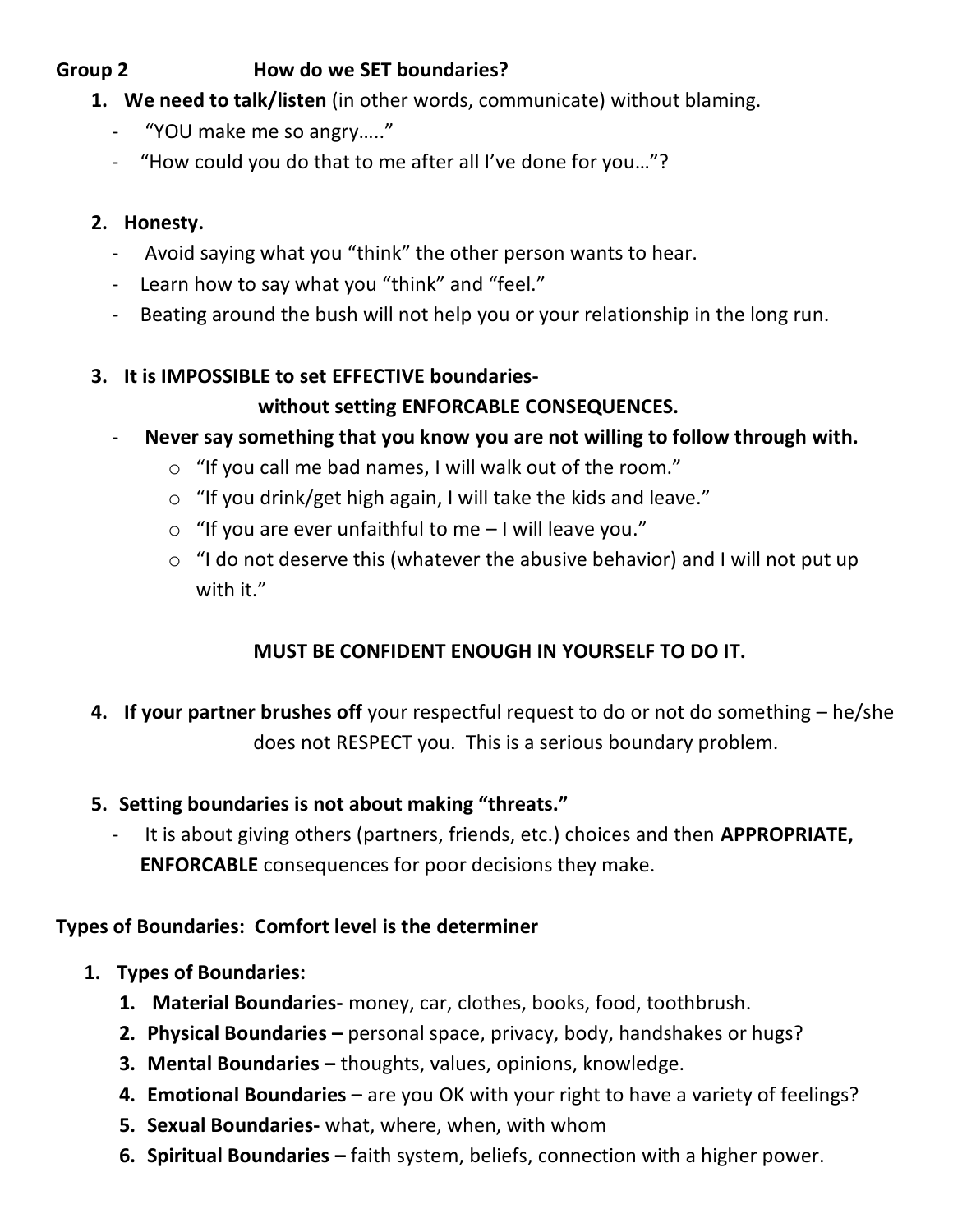**Group 2** **How do we SET boundaries?**

1. **We need to talk/listen** (in other words, communicate) without blaming.
   - "YOU make me so angry….."
   - "How could you do that to me after all I've done for you…"?

2. **Honesty.**
   - Avoid saying what you "think" the other person wants to hear.
   - Learn how to say what you "think" and "feel."
   - Beating around the bush will not help you or your relationship in the long run.

3. **It is IMPOSSIBLE to set EFFECTIVE boundaries- without setting ENFORCABLE CONSEQUENCES.**
   - **Never say something that you know you are not willing to follow through with.**
     - "If you call me bad names, I will walk out of the room."
     - "If you drink/get high again, I will take the kids and leave."
     - "If you are ever unfaithful to me – I will leave you."
     - "I do not deserve this (whatever the abusive behavior) and I will not put up with it."

   **MUST BE CONFIDENT ENOUGH IN YOURSELF TO DO IT.**

4. **If your partner brushes off** your respectful request to do or not do something – he/she does not RESPECT you. This is a serious boundary problem.

5. **Setting boundaries is not about making "threats."**
   - It is about giving others (partners, friends, etc.) choices and then **APPROPRIATE, ENFORCABLE** consequences for poor decisions they make.

**Types of Boundaries: Comfort level is the determiner**

1. **Types of Boundaries:**
   1. **Material Boundaries-** money, car, clothes, books, food, toothbrush.
   2. **Physical Boundaries –** personal space, privacy, body, handshakes or hugs?
   3. **Mental Boundaries –** thoughts, values, opinions, knowledge.
   4. **Emotional Boundaries –** are you OK with your right to have a variety of feelings?
   5. **Sexual Boundaries-** what, where, when, with whom
   6. **Spiritual Boundaries –** faith system, beliefs, connection with a higher power.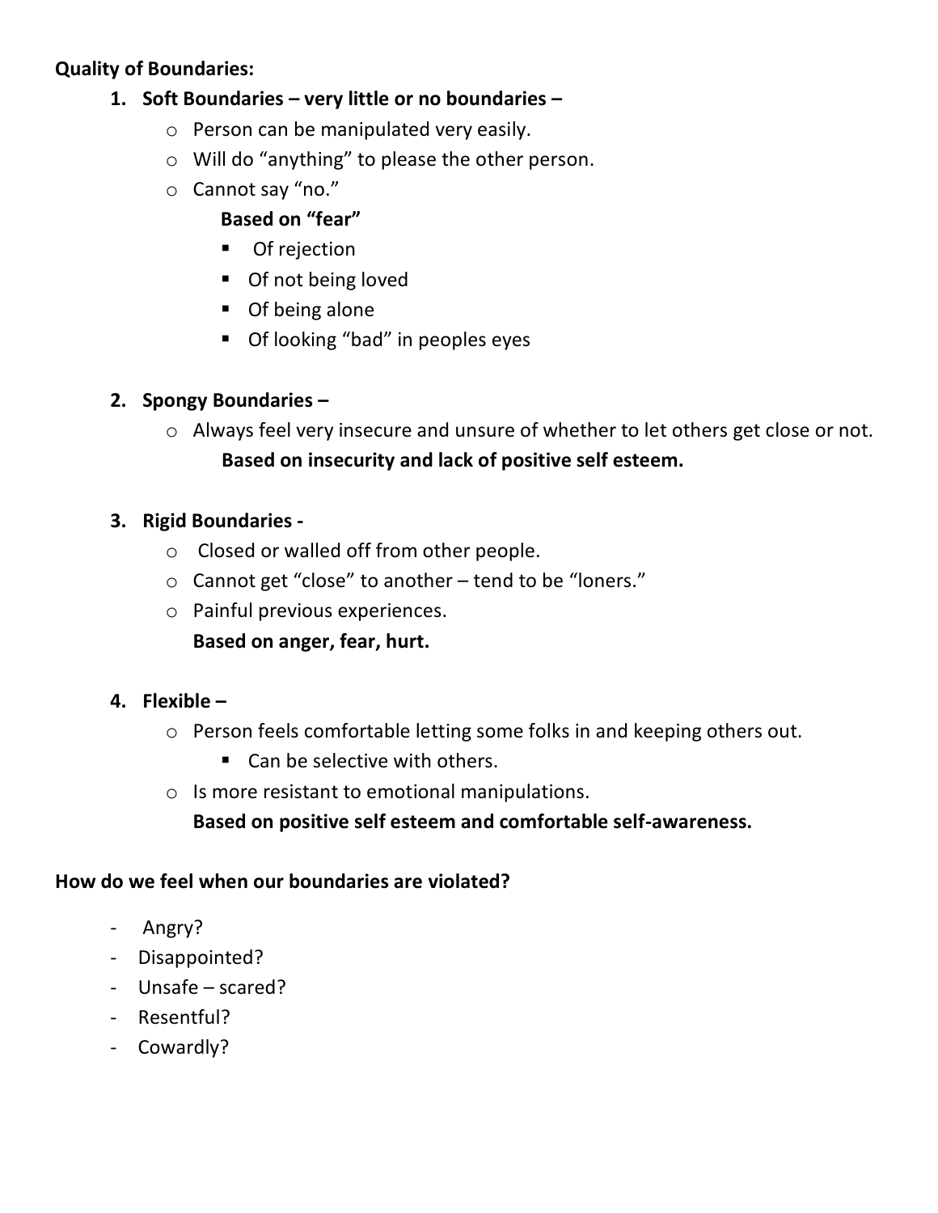**Quality of Boundaries:**

1. **Soft Boundaries – very little or no boundaries –**
   - Person can be manipulated very easily.
   - Will do “anything” to please the other person.
   - Cannot say “no.”

     **Based on “fear”**
     - Of rejection
     - Of not being loved
     - Of being alone
     - Of looking “bad” in peoples eyes

2. **Spongy Boundaries –**
   - Always feel very insecure and unsure of whether to let others get close or not.

     **Based on insecurity and lack of positive self esteem.**

3. **Rigid Boundaries -**
   - Closed or walled off from other people.
   - Cannot get “close” to another – tend to be “loners.”
   - Painful previous experiences.

     **Based on anger, fear, hurt.**

4. **Flexible –**
   - Person feels comfortable letting some folks in and keeping others out.
     - Can be selective with others.
   - Is more resistant to emotional manipulations.

     **Based on positive self esteem and comfortable self-awareness.**

**How do we feel when our boundaries are violated?**

- Angry?
- Disappointed?
- Unsafe – scared?
- Resentful?
- Cowardly?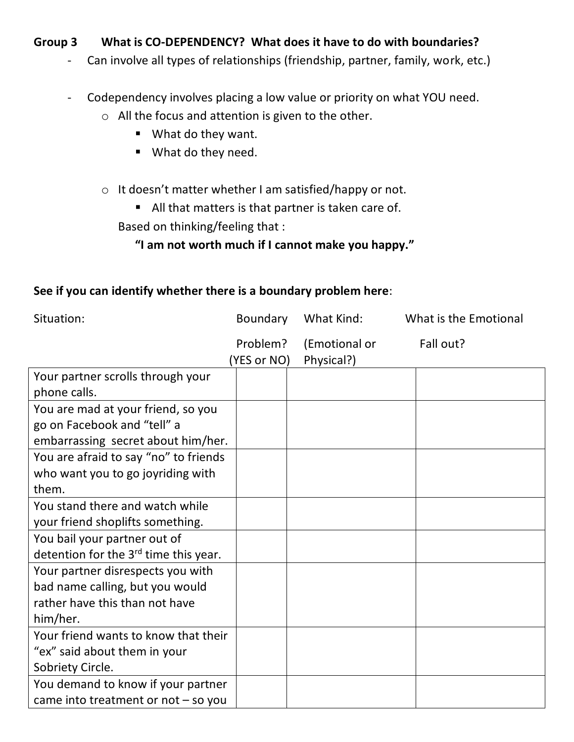**Group 3 What is CO-DEPENDENCY? What does it have to do with boundaries?**

- Can involve all types of relationships (friendship, partner, family, work, etc.)

- Codependency involves placing a low value or priority on what YOU need.
  - All the focus and attention is given to the other.
    - What do they want.
    - What do they need.

  - It doesn't matter whether I am satisfied/happy or not.
    - All that matters is that partner is taken care of.

    Based on thinking/feeling that :

    **"I am not worth much if I cannot make you happy."**

**See if you can identify whether there is a boundary problem here**:

| Situation: | Boundary Problem? (YES or NO) | What Kind: (Emotional or Physical?) | What is the Emotional Fall out? |
|---|---|---|---|
| Your partner scrolls through your phone calls. | | | |
| You are mad at your friend, so you go on Facebook and "tell" a embarrassing secret about him/her. | | | |
| You are afraid to say "no" to friends who want you to go joyriding with them. | | | |
| You stand there and watch while your friend shoplifts something. | | | |
| You bail your partner out of detention for the 3rd time this year. | | | |
| Your partner disrespects you with bad name calling, but you would rather have this than not have him/her. | | | |
| Your friend wants to know that their "ex" said about them in your Sobriety Circle. | | | |
| You demand to know if your partner came into treatment or not – so you | | | |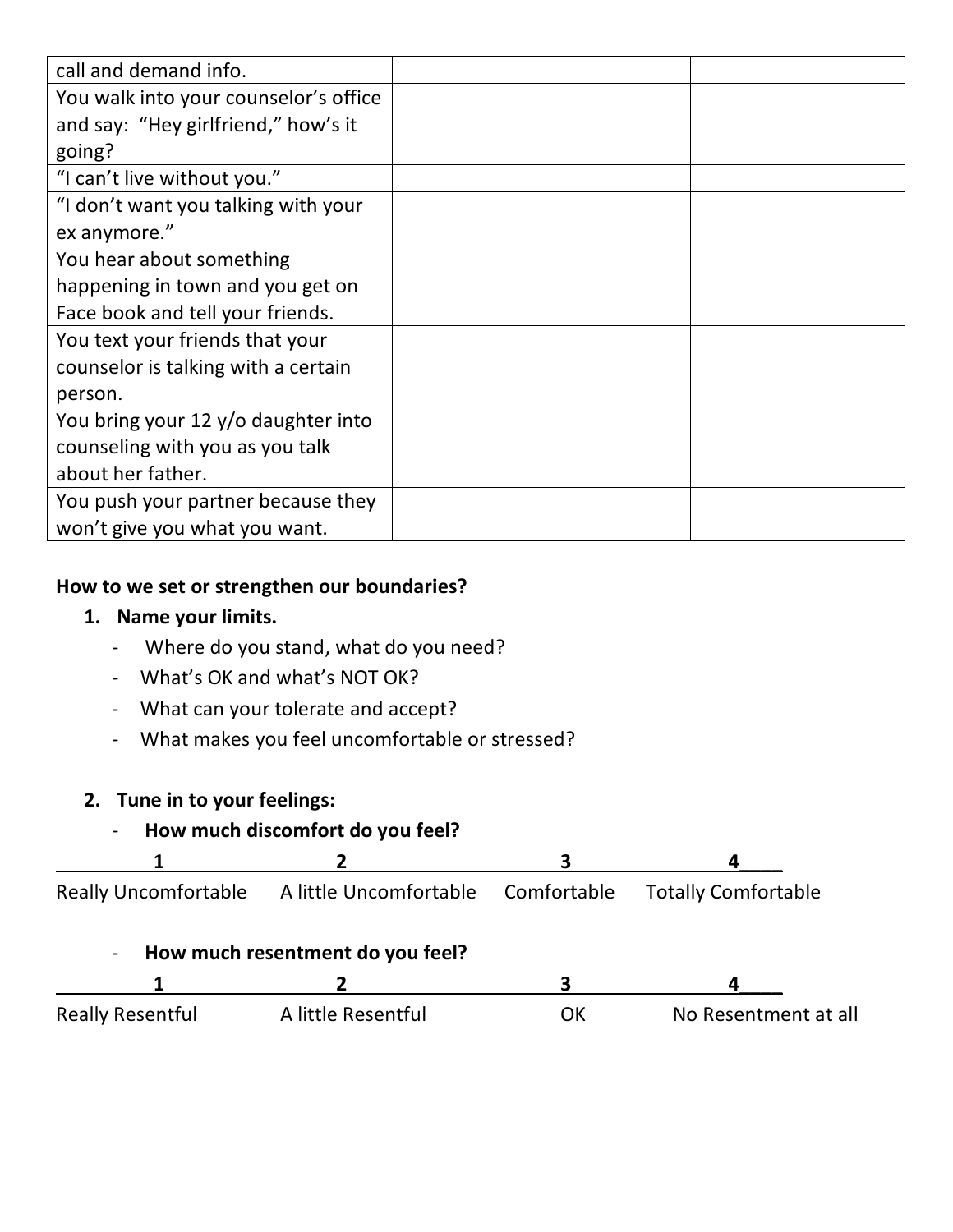| | | | |
|---|---|---|---|
| call and demand info. | | | |
| You walk into your counselor's office and say: "Hey girlfriend," how's it going? | | | |
| "I can't live without you." | | | |
| "I don't want you talking with your ex anymore." | | | |
| You hear about something happening in town and you get on Face book and tell your friends. | | | |
| You text your friends that your counselor is talking with a certain person. | | | |
| You bring your 12 y/o daughter into counseling with you as you talk about her father. | | | |
| You push your partner because they won't give you what you want. | | | |

**How to we set or strengthen our boundaries?**

1. **Name your limits.**
   - Where do you stand, what do you need?
   - What's OK and what's NOT OK?
   - What can your tolerate and accept?
   - What makes you feel uncomfortable or stressed?

2. **Tune in to your feelings:**
   - **How much discomfort do you feel?**

| 1 | 2 | 3 | 4 |
|---|---|---|---|
| Really Uncomfortable | A little Uncomfortable | Comfortable | Totally Comfortable |

   - **How much resentment do you feel?**

| 1 | 2 | 3 | 4 |
|---|---|---|---|
| Really Resentful | A little Resentful | OK | No Resentment at all |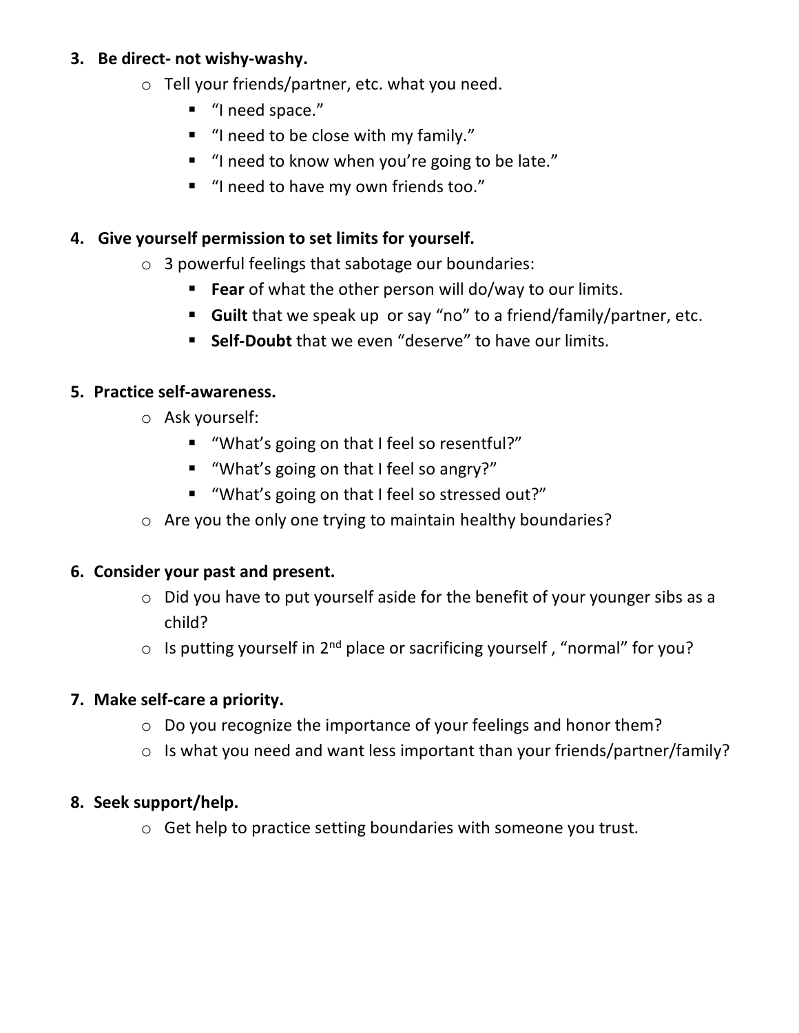3. **Be direct- not wishy-washy.**
   - Tell your friends/partner, etc. what you need.
     - "I need space."
     - "I need to be close with my family."
     - "I need to know when you're going to be late."
     - "I need to have my own friends too."

4. **Give yourself permission to set limits for yourself.**
   - 3 powerful feelings that sabotage our boundaries:
     - **Fear** of what the other person will do/way to our limits.
     - **Guilt** that we speak up or say "no" to a friend/family/partner, etc.
     - **Self-Doubt** that we even "deserve" to have our limits.

5. **Practice self-awareness.**
   - Ask yourself:
     - "What's going on that I feel so resentful?"
     - "What's going on that I feel so angry?"
     - "What's going on that I feel so stressed out?"
   - Are you the only one trying to maintain healthy boundaries?

6. **Consider your past and present.**
   - Did you have to put yourself aside for the benefit of your younger sibs as a child?
   - Is putting yourself in 2nd place or sacrificing yourself , "normal" for you?

7. **Make self-care a priority.**
   - Do you recognize the importance of your feelings and honor them?
   - Is what you need and want less important than your friends/partner/family?

8. **Seek support/help.**
   - Get help to practice setting boundaries with someone you trust.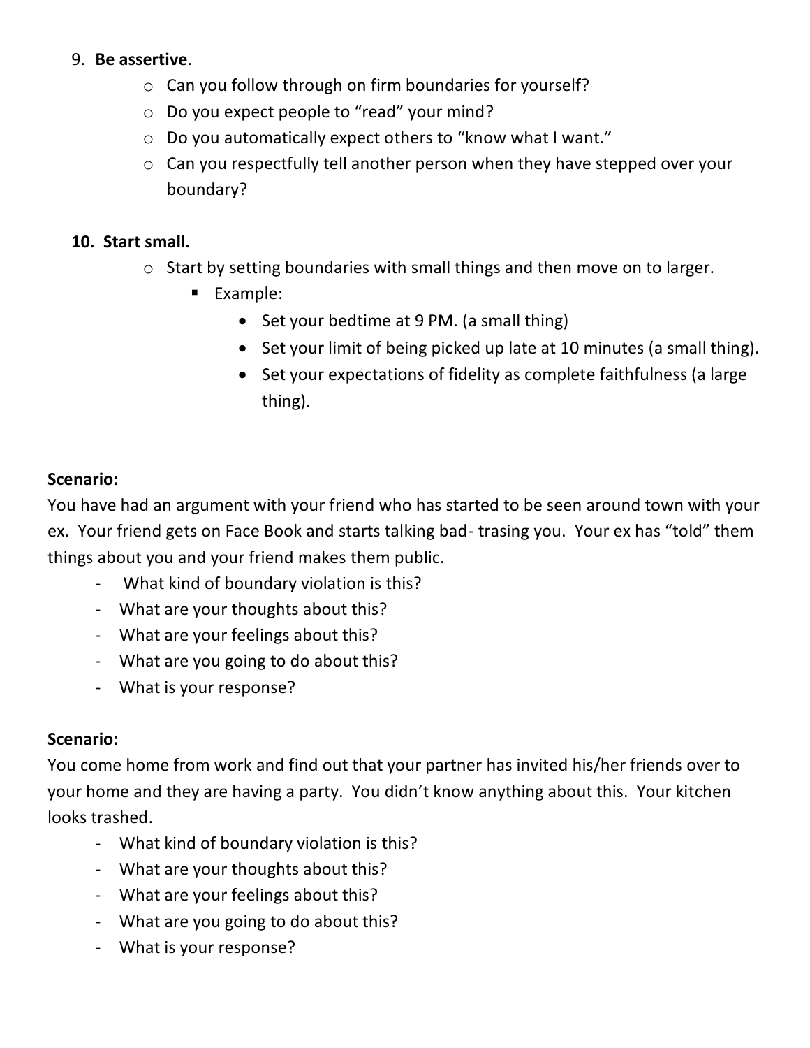9. **Be assertive**.
    - Can you follow through on firm boundaries for yourself?
    - Do you expect people to "read" your mind?
    - Do you automatically expect others to "know what I want."
    - Can you respectfully tell another person when they have stepped over your boundary?

10. **Start small.**
    - Start by setting boundaries with small things and then move on to larger.
        - Example:
            - Set your bedtime at 9 PM. (a small thing)
            - Set your limit of being picked up late at 10 minutes (a small thing).
            - Set your expectations of fidelity as complete faithfulness (a large thing).

**Scenario:**

You have had an argument with your friend who has started to be seen around town with your ex. Your friend gets on Face Book and starts talking bad- trasing you. Your ex has "told" them things about you and your friend makes them public.

- What kind of boundary violation is this?
- What are your thoughts about this?
- What are your feelings about this?
- What are you going to do about this?
- What is your response?

**Scenario:**

You come home from work and find out that your partner has invited his/her friends over to your home and they are having a party. You didn't know anything about this. Your kitchen looks trashed.

- What kind of boundary violation is this?
- What are your thoughts about this?
- What are your feelings about this?
- What are you going to do about this?
- What is your response?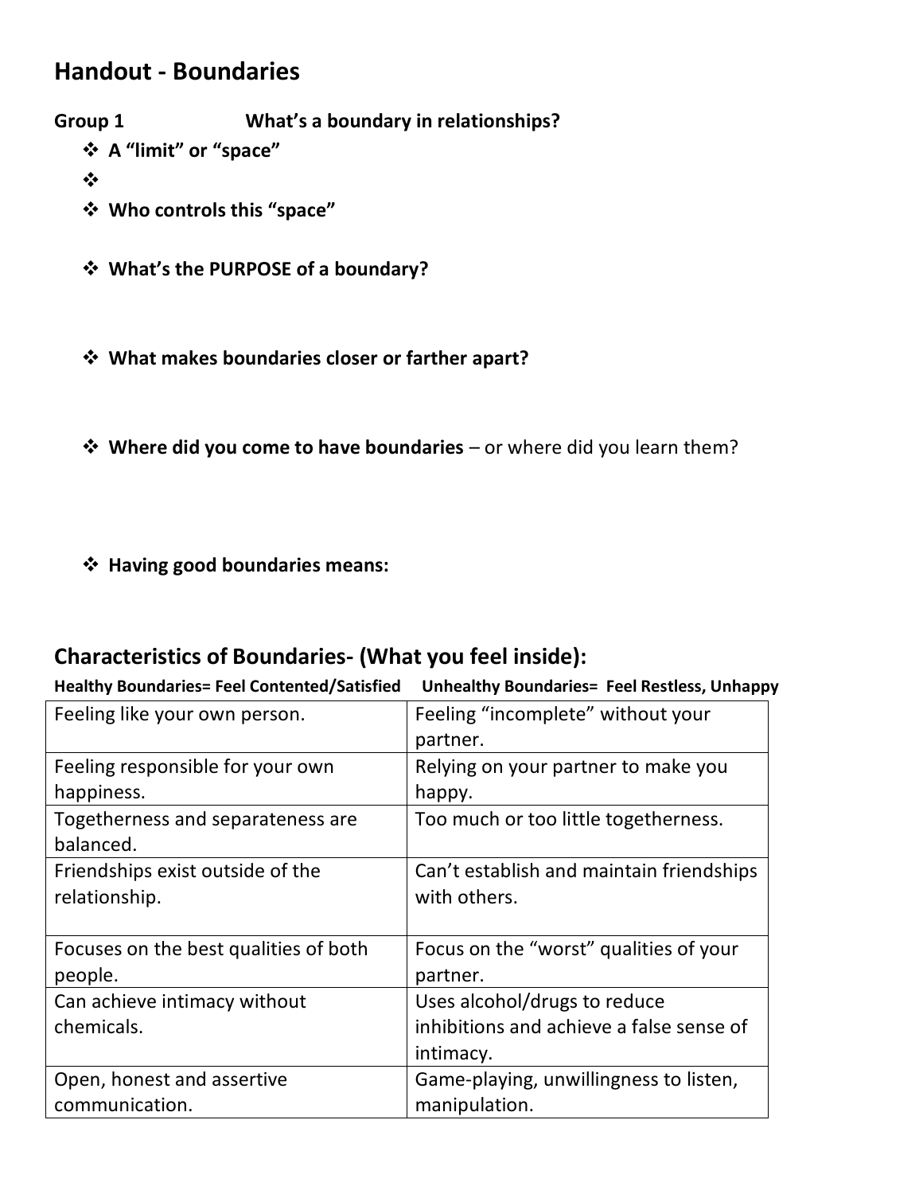# Handout - Boundaries

**Group 1** **What's a boundary in relationships?**

- **A "limit" or "space"**
- 
- **Who controls this "space"**

- **What's the PURPOSE of a boundary?**

- **What makes boundaries closer or farther apart?**

- **Where did you come to have boundaries** – or where did you learn them?

- **Having good boundaries means:**

## Characteristics of Boundaries- (What you feel inside):

| **Healthy Boundaries= Feel Contented/Satisfied** | **Unhealthy Boundaries= Feel Restless, Unhappy** |
|---|---|
| Feeling like your own person. | Feeling "incomplete" without your partner. |
| Feeling responsible for your own happiness. | Relying on your partner to make you happy. |
| Togetherness and separateness are balanced. | Too much or too little togetherness. |
| Friendships exist outside of the relationship. | Can't establish and maintain friendships with others. |
| Focuses on the best qualities of both people. | Focus on the "worst" qualities of your partner. |
| Can achieve intimacy without chemicals. | Uses alcohol/drugs to reduce inhibitions and achieve a false sense of intimacy. |
| Open, honest and assertive communication. | Game-playing, unwillingness to listen, manipulation. |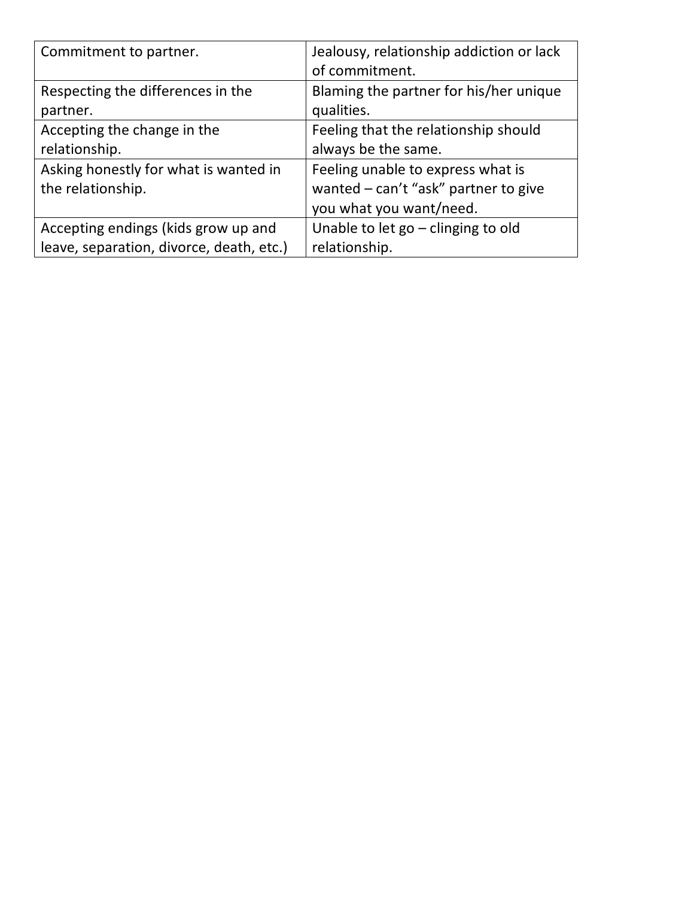| Commitment to partner. | Jealousy, relationship addiction or lack of commitment. |
| --- | --- |
| Respecting the differences in the partner. | Blaming the partner for his/her unique qualities. |
| Accepting the change in the relationship. | Feeling that the relationship should always be the same. |
| Asking honestly for what is wanted in the relationship. | Feeling unable to express what is wanted – can't "ask" partner to give you what you want/need. |
| Accepting endings (kids grow up and leave, separation, divorce, death, etc.) | Unable to let go – clinging to old relationship. |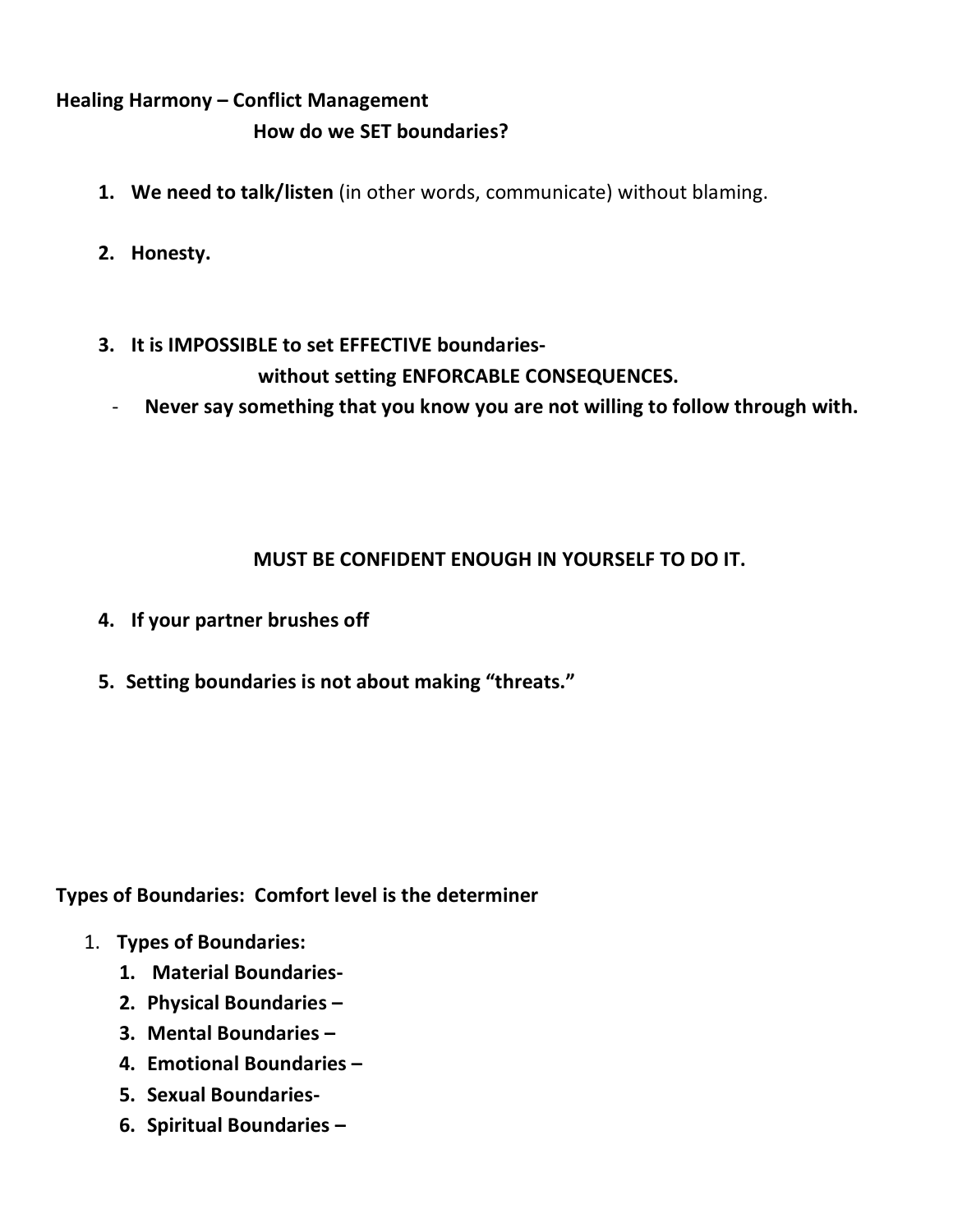**Healing Harmony – Conflict Management**

**How do we SET boundaries?**

1. **We need to talk/listen** (in other words, communicate) without blaming.

2. **Honesty.**

3. **It is IMPOSSIBLE to set EFFECTIVE boundaries- without setting ENFORCABLE CONSEQUENCES.**
   - **Never say something that you know you are not willing to follow through with.**

   **MUST BE CONFIDENT ENOUGH IN YOURSELF TO DO IT.**

4. **If your partner brushes off**

5. **Setting boundaries is not about making "threats."**

**Types of Boundaries: Comfort level is the determiner**

1. **Types of Boundaries:**
   1. **Material Boundaries-**
   2. **Physical Boundaries –**
   3. **Mental Boundaries –**
   4. **Emotional Boundaries –**
   5. **Sexual Boundaries-**
   6. **Spiritual Boundaries –**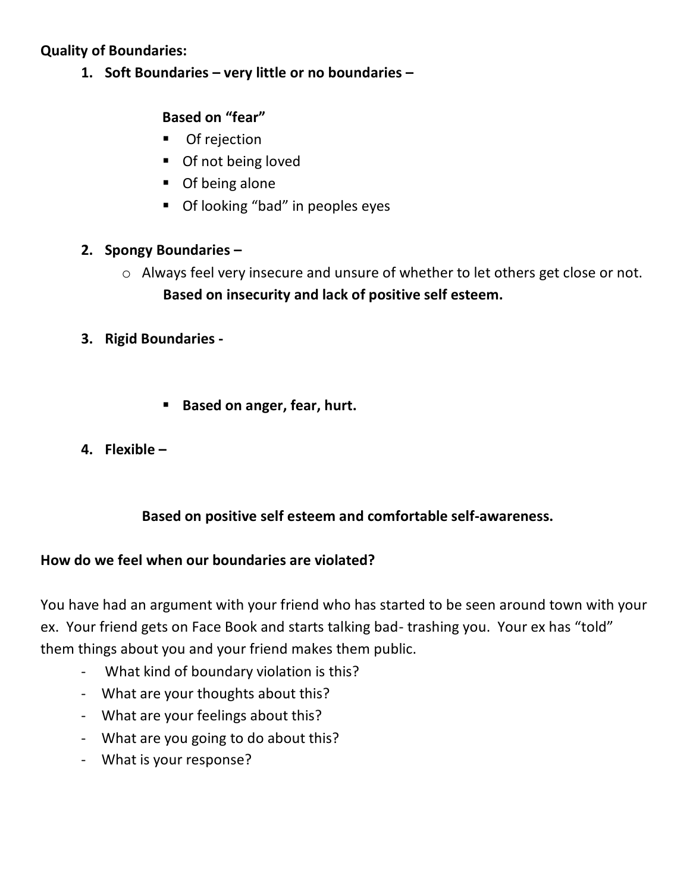**Quality of Boundaries:**

1. **Soft Boundaries – very little or no boundaries –**

   **Based on "fear"**
   - Of rejection
   - Of not being loved
   - Of being alone
   - Of looking "bad" in peoples eyes

2. **Spongy Boundaries –**
   - Always feel very insecure and unsure of whether to let others get close or not.
     **Based on insecurity and lack of positive self esteem.**

3. **Rigid Boundaries -**

   - **Based on anger, fear, hurt.**

4. **Flexible –**

   **Based on positive self esteem and comfortable self-awareness.**

**How do we feel when our boundaries are violated?**

You have had an argument with your friend who has started to be seen around town with your ex. Your friend gets on Face Book and starts talking bad- trashing you. Your ex has "told" them things about you and your friend makes them public.

- What kind of boundary violation is this?
- What are your thoughts about this?
- What are your feelings about this?
- What are you going to do about this?
- What is your response?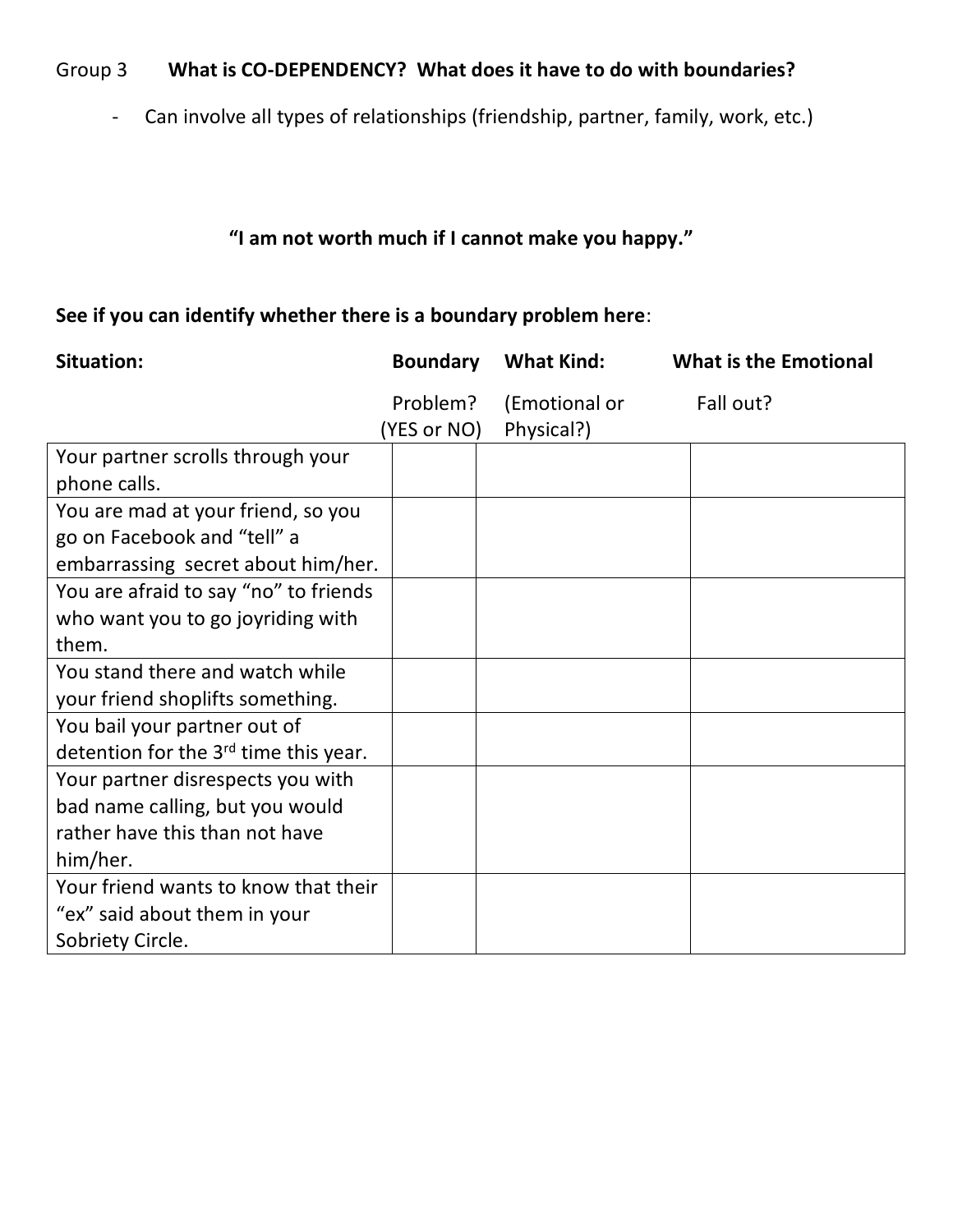Group 3 **What is CO-DEPENDENCY? What does it have to do with boundaries?**

- Can involve all types of relationships (friendship, partner, family, work, etc.)

**"I am not worth much if I cannot make you happy."**

**See if you can identify whether there is a boundary problem here**:

| **Situation:** | **Boundary** Problem? (YES or NO) | **What Kind:** (Emotional or Physical?) | **What is the Emotional** Fall out? |
|---|---|---|---|
| Your partner scrolls through your phone calls. | | | |
| You are mad at your friend, so you go on Facebook and "tell" a embarrassing secret about him/her. | | | |
| You are afraid to say "no" to friends who want you to go joyriding with them. | | | |
| You stand there and watch while your friend shoplifts something. | | | |
| You bail your partner out of detention for the 3rd time this year. | | | |
| Your partner disrespects you with bad name calling, but you would rather have this than not have him/her. | | | |
| Your friend wants to know that their "ex" said about them in your Sobriety Circle. | | | |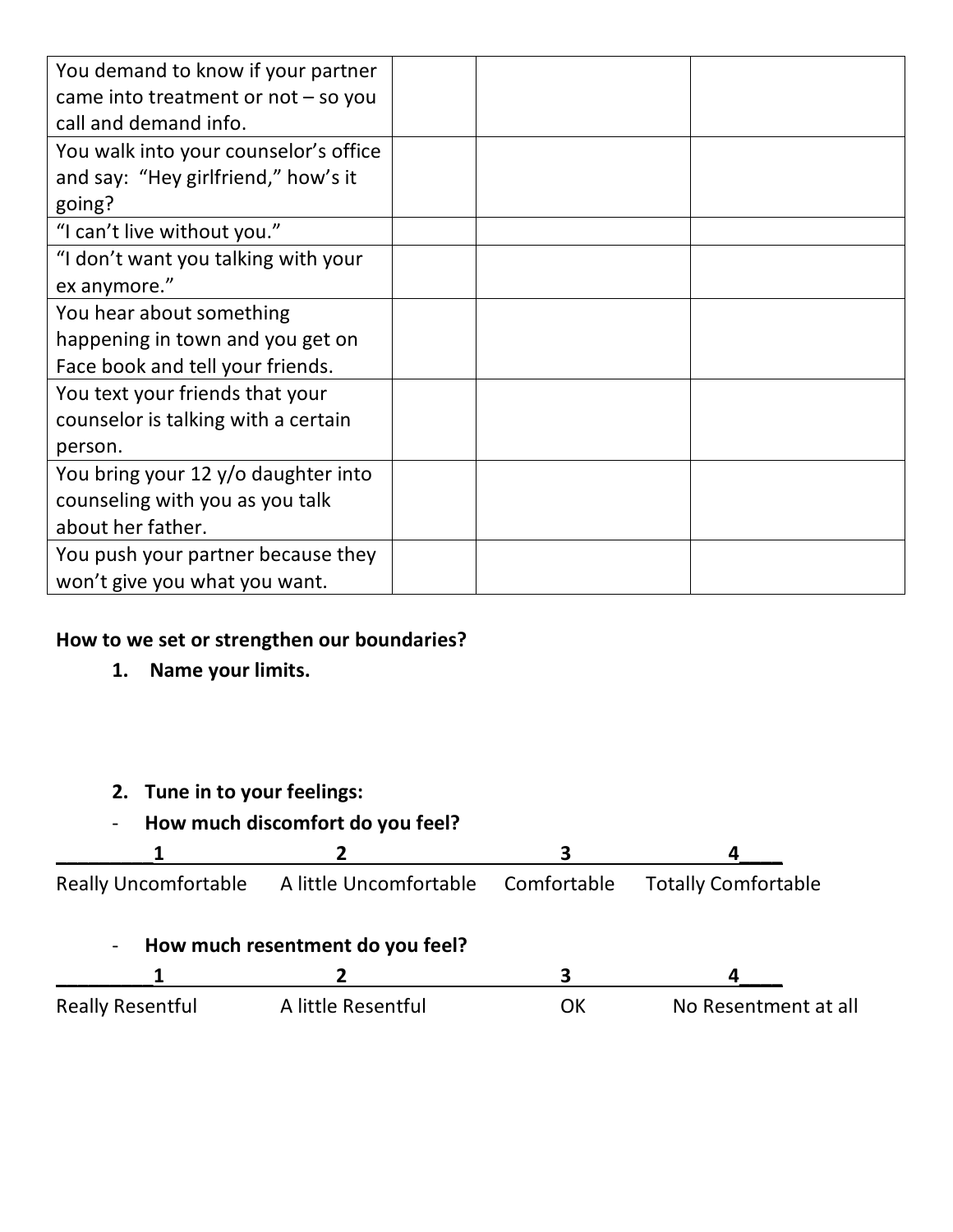| | | | |
|---|---|---|---|
| You demand to know if your partner came into treatment or not – so you call and demand info. | | | |
| You walk into your counselor's office and say: "Hey girlfriend," how's it going? | | | |
| "I can't live without you." | | | |
| "I don't want you talking with your ex anymore." | | | |
| You hear about something happening in town and you get on Face book and tell your friends. | | | |
| You text your friends that your counselor is talking with a certain person. | | | |
| You bring your 12 y/o daughter into counseling with you as you talk about her father. | | | |
| You push your partner because they won't give you what you want. | | | |

**How to we set or strengthen our boundaries?**

1. **Name your limits.**

2. **Tune in to your feelings:**
   - **How much discomfort do you feel?**

| 1 | 2 | 3 | 4 |
|---|---|---|---|
| Really Uncomfortable | A little Uncomfortable | Comfortable | Totally Comfortable |

   - **How much resentment do you feel?**

| 1 | 2 | 3 | 4 |
|---|---|---|---|
| Really Resentful | A little Resentful | OK | No Resentment at all |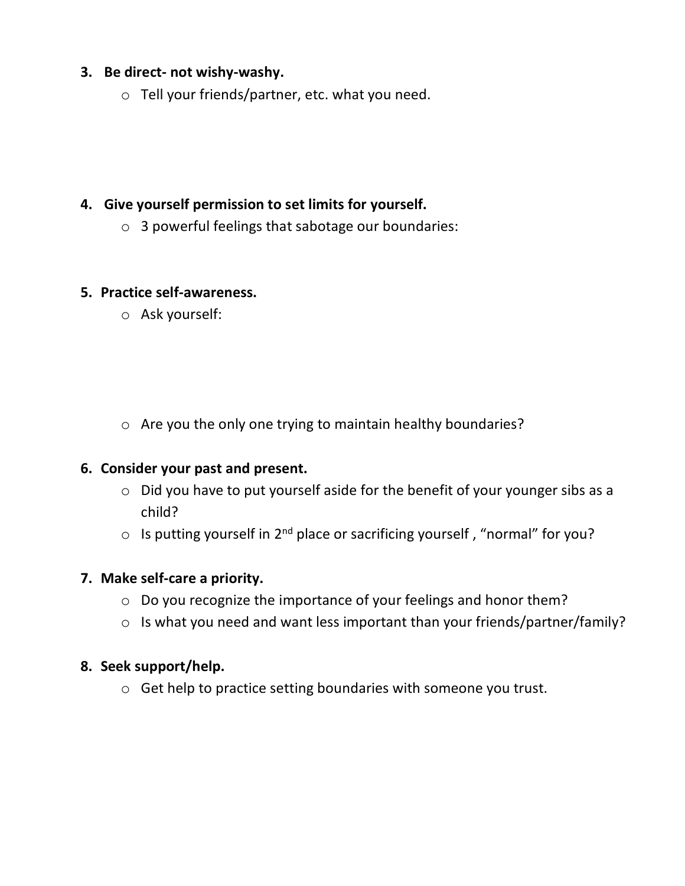3. **Be direct- not wishy-washy.**
   - Tell your friends/partner, etc. what you need.

4. **Give yourself permission to set limits for yourself.**
   - 3 powerful feelings that sabotage our boundaries:

5. **Practice self-awareness.**
   - Ask yourself:
   - Are you the only one trying to maintain healthy boundaries?

6. **Consider your past and present.**
   - Did you have to put yourself aside for the benefit of your younger sibs as a child?
   - Is putting yourself in 2nd place or sacrificing yourself , "normal" for you?

7. **Make self-care a priority.**
   - Do you recognize the importance of your feelings and honor them?
   - Is what you need and want less important than your friends/partner/family?

8. **Seek support/help.**
   - Get help to practice setting boundaries with someone you trust.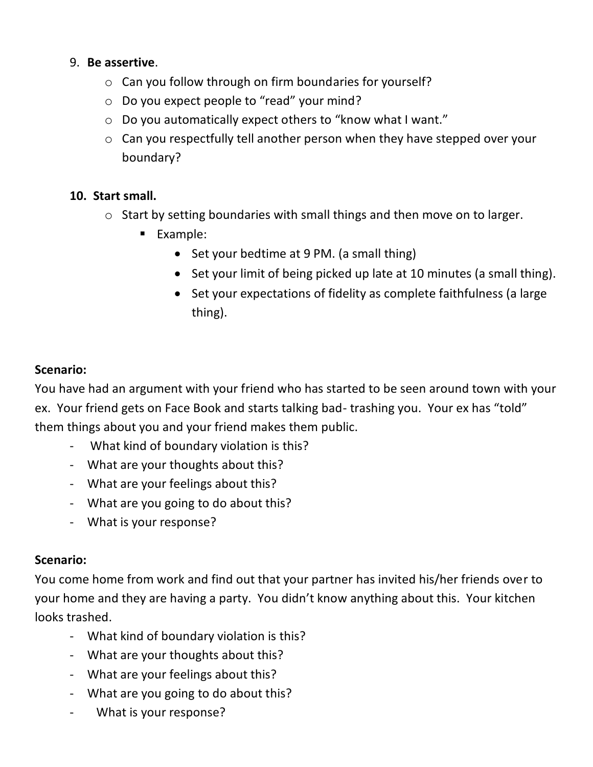9. **Be assertive**.
    - Can you follow through on firm boundaries for yourself?
    - Do you expect people to "read" your mind?
    - Do you automatically expect others to "know what I want."
    - Can you respectfully tell another person when they have stepped over your boundary?

10. **Start small.**
    - Start by setting boundaries with small things and then move on to larger.
        - Example:
            - Set your bedtime at 9 PM. (a small thing)
            - Set your limit of being picked up late at 10 minutes (a small thing).
            - Set your expectations of fidelity as complete faithfulness (a large thing).

**Scenario:**

You have had an argument with your friend who has started to be seen around town with your ex. Your friend gets on Face Book and starts talking bad- trashing you. Your ex has "told" them things about you and your friend makes them public.

- What kind of boundary violation is this?
- What are your thoughts about this?
- What are your feelings about this?
- What are you going to do about this?
- What is your response?

**Scenario:**

You come home from work and find out that your partner has invited his/her friends over to your home and they are having a party. You didn't know anything about this. Your kitchen looks trashed.

- What kind of boundary violation is this?
- What are your thoughts about this?
- What are your feelings about this?
- What are you going to do about this?
- What is your response?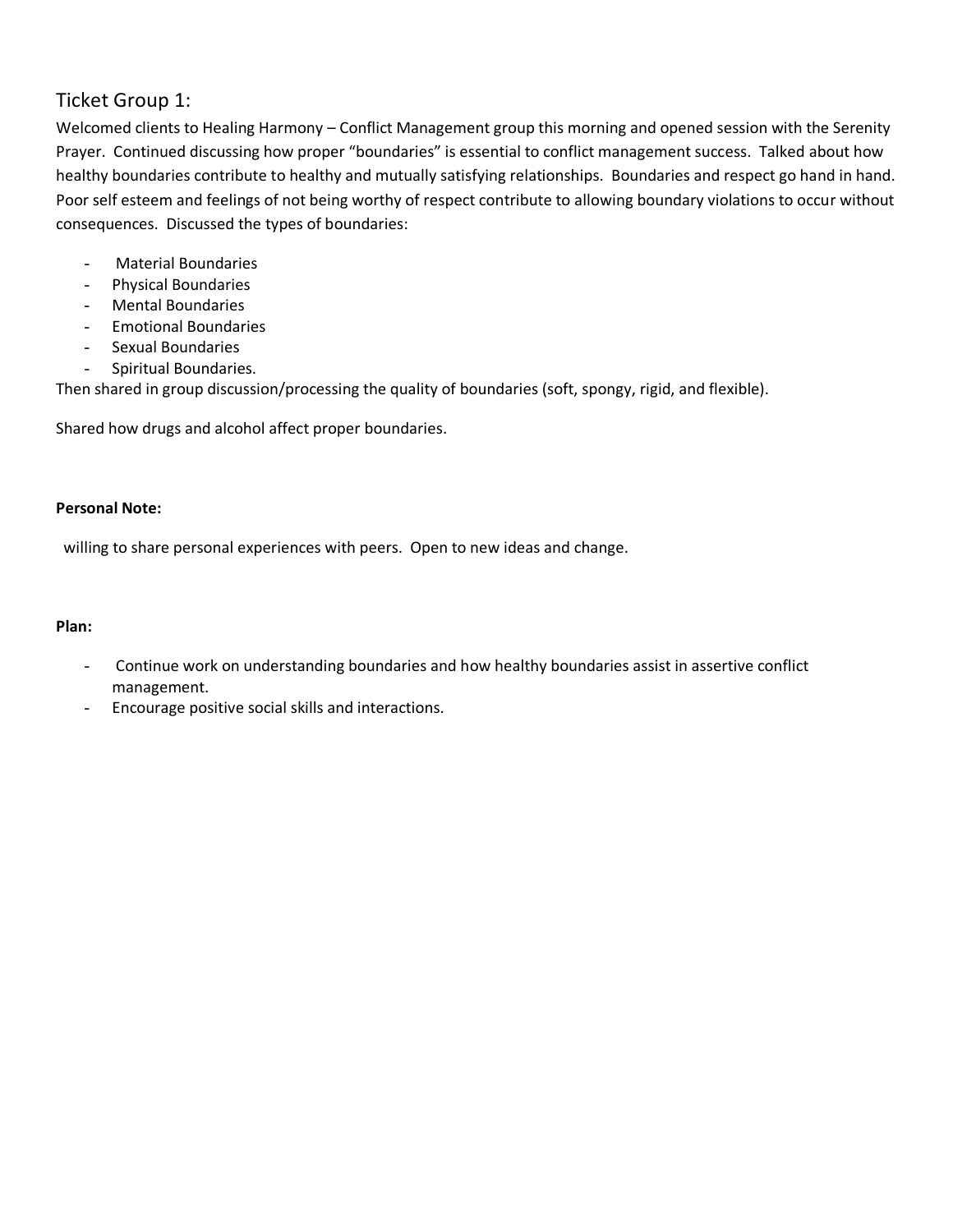## Ticket Group 1:

Welcomed clients to Healing Harmony – Conflict Management group this morning and opened session with the Serenity Prayer. Continued discussing how proper "boundaries" is essential to conflict management success. Talked about how healthy boundaries contribute to healthy and mutually satisfying relationships. Boundaries and respect go hand in hand. Poor self esteem and feelings of not being worthy of respect contribute to allowing boundary violations to occur without consequences. Discussed the types of boundaries:

- Material Boundaries
- Physical Boundaries
- Mental Boundaries
- Emotional Boundaries
- Sexual Boundaries
- Spiritual Boundaries.

Then shared in group discussion/processing the quality of boundaries (soft, spongy, rigid, and flexible).

Shared how drugs and alcohol affect proper boundaries.

**Personal Note:**

willing to share personal experiences with peers. Open to new ideas and change.

**Plan:**

- Continue work on understanding boundaries and how healthy boundaries assist in assertive conflict management.
- Encourage positive social skills and interactions.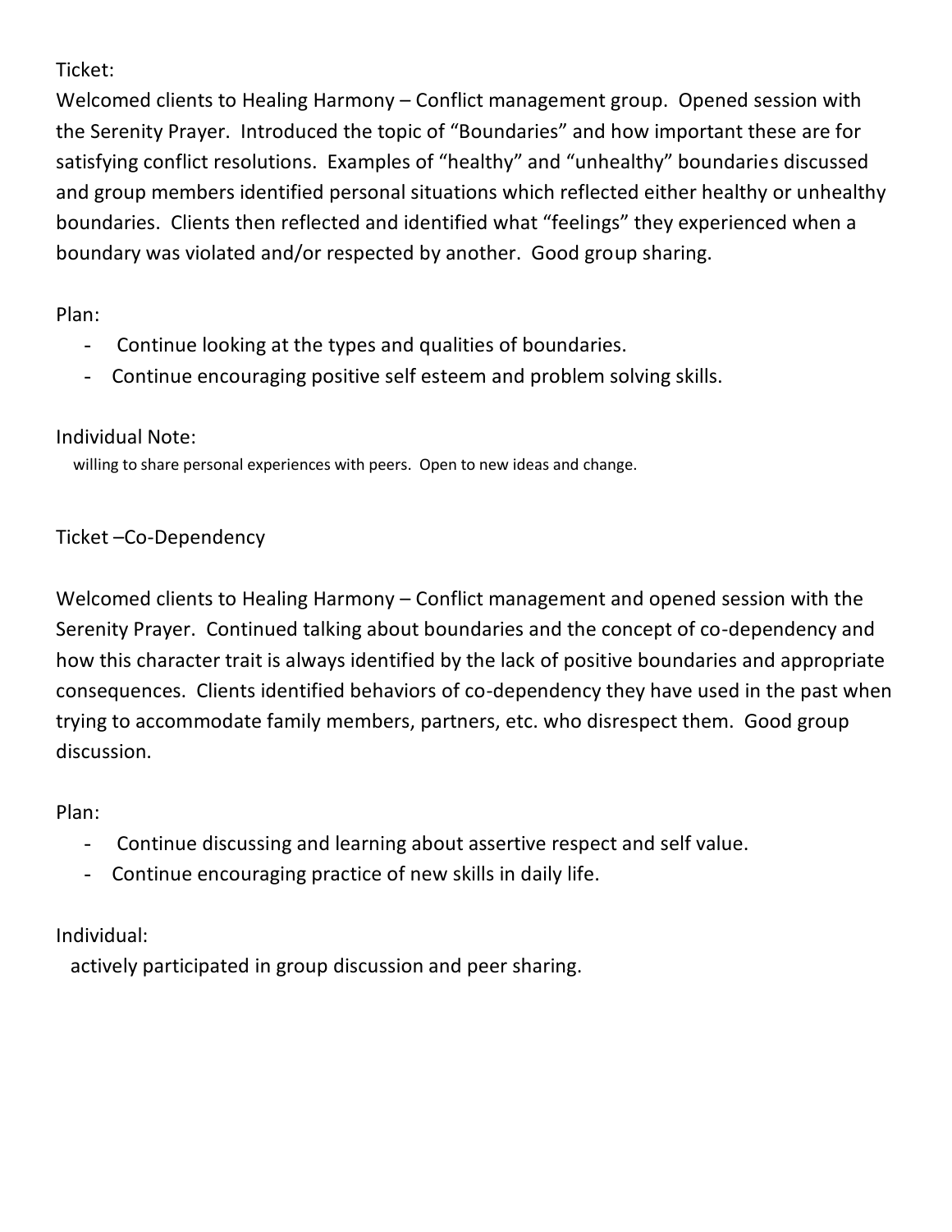Ticket:

Welcomed clients to Healing Harmony – Conflict management group. Opened session with the Serenity Prayer. Introduced the topic of "Boundaries" and how important these are for satisfying conflict resolutions. Examples of "healthy" and "unhealthy" boundaries discussed and group members identified personal situations which reflected either healthy or unhealthy boundaries. Clients then reflected and identified what "feelings" they experienced when a boundary was violated and/or respected by another. Good group sharing.

Plan:

- Continue looking at the types and qualities of boundaries.
- Continue encouraging positive self esteem and problem solving skills.

Individual Note:

willing to share personal experiences with peers. Open to new ideas and change.

Ticket –Co-Dependency

Welcomed clients to Healing Harmony – Conflict management and opened session with the Serenity Prayer. Continued talking about boundaries and the concept of co-dependency and how this character trait is always identified by the lack of positive boundaries and appropriate consequences. Clients identified behaviors of co-dependency they have used in the past when trying to accommodate family members, partners, etc. who disrespect them. Good group discussion.

Plan:

- Continue discussing and learning about assertive respect and self value.
- Continue encouraging practice of new skills in daily life.

Individual:

actively participated in group discussion and peer sharing.